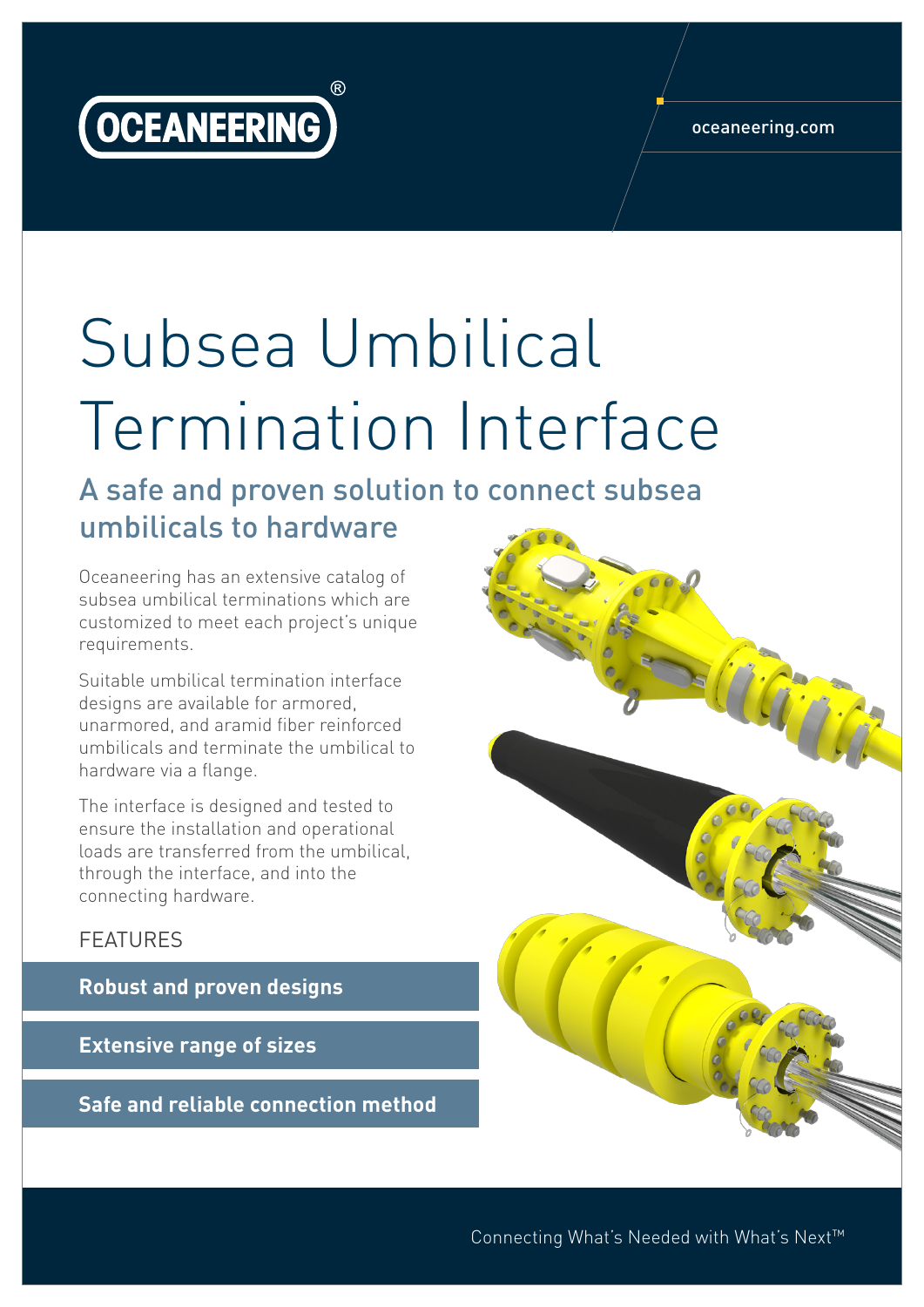OCEANEERING®

oceaneering.com

# Subsea Umbilical Termination Interface

## A safe and proven solution to connect subsea umbilicals to hardware

Oceaneering has an extensive catalog of subsea umbilical terminations which are customized to meet each project's unique requirements.

Suitable umbilical termination interface designs are available for armored, unarmored, and aramid fiber reinforced umbilicals and terminate the umbilical to hardware via a flange.

The interface is designed and tested to ensure the installation and operational loads are transferred from the umbilical, through the interface, and into the connecting hardware.

FEATURES

**Robust and proven designs**

**Extensive range of sizes**

**Safe and reliable connection method**

Connecting What's Needed with What's Next™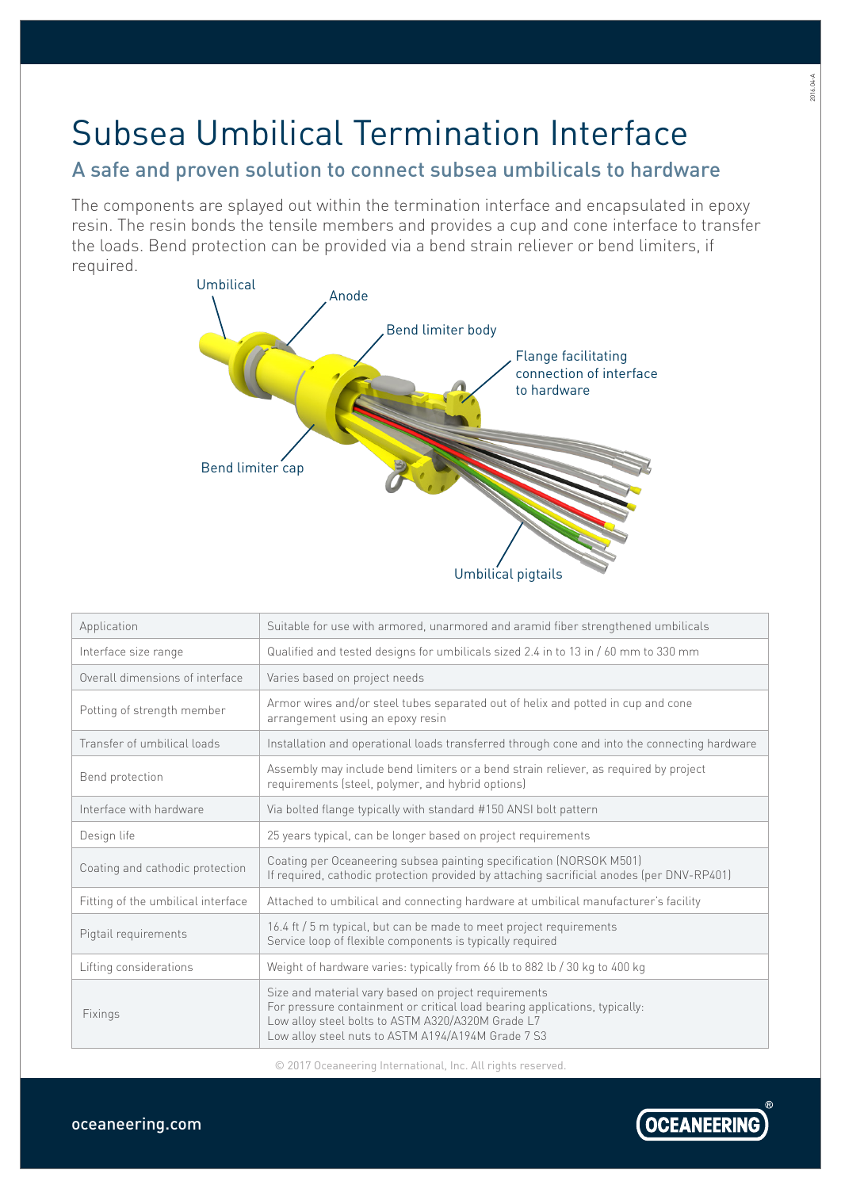# Subsea Umbilical Termination Interface

## A safe and proven solution to connect subsea umbilicals to hardware

The components are splayed out within the termination interface and encapsulated in epoxy resin. The resin bonds the tensile members and provides a cup and cone interface to transfer the loads. Bend protection can be provided via a bend strain reliever or bend limiters, if required.

Umbilical
Anode
Bend limiter body
Flange facilitating connection of interface to hardware
Bend limiter cap
Umbilical pigtails

| | |
|---|---|
| Application | Suitable for use with armored, unarmored and aramid fiber strengthened umbilicals |
| Interface size range | Qualified and tested designs for umbilicals sized 2.4 in to 13 in / 60 mm to 330 mm |
| Overall dimensions of interface | Varies based on project needs |
| Potting of strength member | Armor wires and/or steel tubes separated out of helix and potted in cup and cone arrangement using an epoxy resin |
| Transfer of umbilical loads | Installation and operational loads transferred through cone and into the connecting hardware |
| Bend protection | Assembly may include bend limiters or a bend strain reliever, as required by project requirements (steel, polymer, and hybrid options) |
| Interface with hardware | Via bolted flange typically with standard #150 ANSI bolt pattern |
| Design life | 25 years typical, can be longer based on project requirements |
| Coating and cathodic protection | Coating per Oceaneering subsea painting specification (NORSOK M501)<br>If required, cathodic protection provided by attaching sacrificial anodes (per DNV-RP401) |
| Fitting of the umbilical interface | Attached to umbilical and connecting hardware at umbilical manufacturer's facility |
| Pigtail requirements | 16.4 ft / 5 m typical, but can be made to meet project requirements<br>Service loop of flexible components is typically required |
| Lifting considerations | Weight of hardware varies: typically from 66 lb to 882 lb / 30 kg to 400 kg |
| Fixings | Size and material vary based on project requirements<br>For pressure containment or critical load bearing applications, typically:<br>Low alloy steel bolts to ASTM A320/A320M Grade L7<br>Low alloy steel nuts to ASTM A194/A194M Grade 7 S3 |

© 2017 Oceaneering International, Inc. All rights reserved.

oceaneering.com